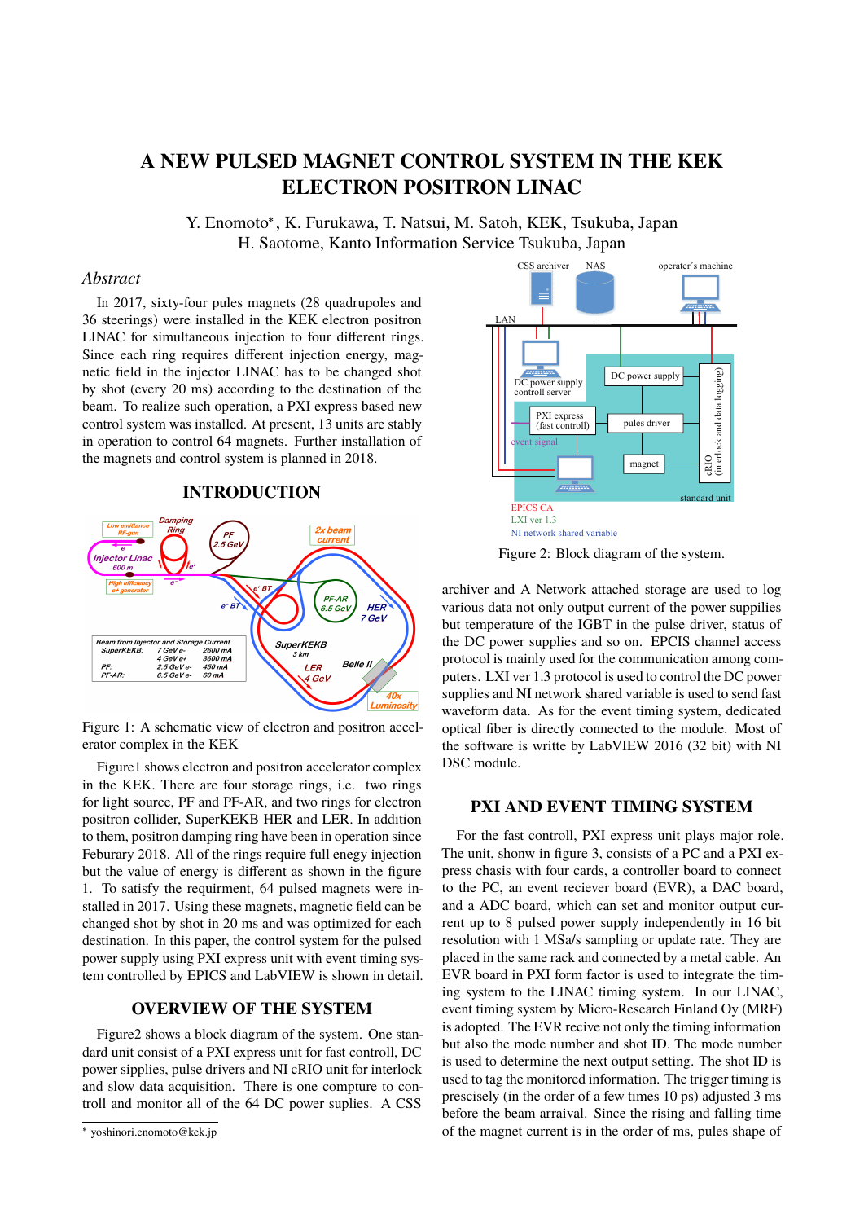# A NEW PULSED MAGNET CONTROL SYSTEM IN THE KEK ELECTRON POSITRON LINAC

Y. Enomoto*, K. Furukawa, T. Natsui, M. Satoh, KEK, Tsukuba, Japan
H. Saotome, Kanto Information Service Tsukuba, Japan

## *Abstract*

In 2017, sixty-four pules magnets (28 quadrupoles and 36 steerings) were installed in the KEK electron positron LINAC for simultaneous injection to four different rings. Since each ring requires different injection energy, magnetic field in the injector LINAC has to be changed shot by shot (every 20 ms) according to the destination of the beam. To realize such operation, a PXI express based new control system was installed. At present, 13 units are stably in operation to control 64 magnets. Further installation of the magnets and control system is planned in 2018.

## INTRODUCTION

Figure 1: A schematic view of electron and positron accelerator complex in the KEK

Figure1 shows electron and positron accelerator complex in the KEK. There are four storage rings, i.e. two rings for light source, PF and PF-AR, and two rings for electron positron collider, SuperKEKB HER and LER. In addition to them, positron damping ring have been in operation since Feburary 2018. All of the rings require full enegy injection but the value of energy is different as shown in the figure 1. To satisfy the requirment, 64 pulsed magnets were installed in 2017. Using these magnets, magnetic field can be changed shot by shot in 20 ms and was optimized for each destination. In this paper, the control system for the pulsed power supply using PXI express unit with event timing system controlled by EPICS and LabVIEW is shown in detail.

## OVERVIEW OF THE SYSTEM

Figure2 shows a block diagram of the system. One standard unit consist of a PXI express unit for fast controll, DC power sipplies, pulse drivers and NI cRIO unit for interlock and slow data acquisition. There is one compture to controll and monitor all of the 64 DC power suplies. A CSS archiver and A Network attached storage are used to log various data not only output current of the power supplies but temperature of the IGBT in the pulse driver, status of the DC power supplies and so on. EPCIS channel access protocol is mainly used for the communication among computers. LXI ver 1.3 protocol is used to control the DC power supplies and NI network shared variable is used to send fast waveform data. As for the event timing system, dedicated optical fiber is directly connected to the module. Most of the software is write by LabVIEW 2016 (32 bit) with NI DSC module.

Figure 2: Block diagram of the system.

## PXI AND EVENT TIMING SYSTEM

For the fast controll, PXI express unit plays major role. The unit, shonw in figure 3, consists of a PC and a PXI express chassis with four cards, a controller board to connect to the PC, an event reciever board (EVR), a DAC board, and a ADC board, which can set and monitor output current up to 8 pulsed power supply independently in 16 bit resolution with 1 MSa/s sampling or update rate. They are placed in the same rack and connected by a metal cable. An EVR board in PXI form factor is used to integrate the timing system to the LINAC timing system. In our LINAC, event timing system by Micro-Research Finland Oy (MRF) is adopted. The EVR recive not only the timing information but also the mode number and shot ID. The mode number is used to determine the next output setting. The shot ID is used to tag the monitored information. The trigger timing is prescisely (in the order of a few times 10 ps) adjusted 3 ms before the beam arraival. Since the rising and falling time of the magnet current is in the order of ms, pules shape of

* yoshinori.enomoto@kek.jp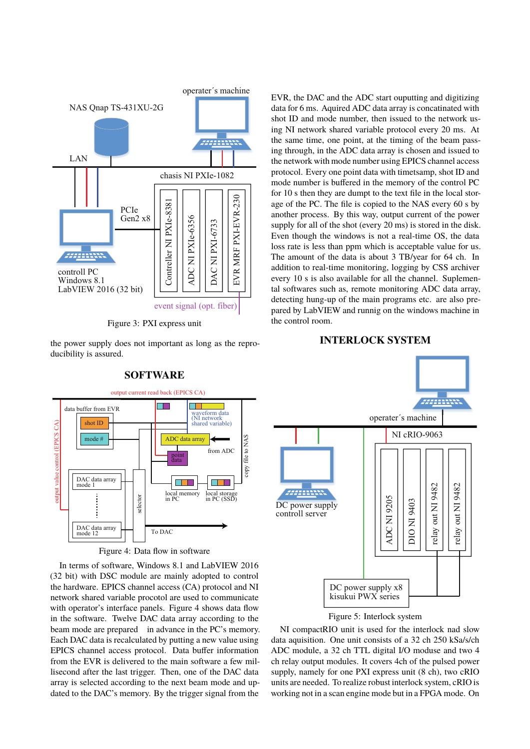Figure 3: PXI express unit

the power supply does not important as long as the reproducibility is assured.

## SOFTWARE

Figure 4: Data flow in software

In terms of software, Windows 8.1 and LabVIEW 2016 (32 bit) with DSC module are mainly adopted to control the hardware. EPICS channel access (CA) protocol and NI network shared variable procotol are used to communicate with operator's interface panels. Figure 4 shows data flow in the software. Twelve DAC data array according to the beam mode are prepared in advance in the PC's memory. Each DAC data is recalculated by putting a new value using EPICS channel access protocol. Data buffer information from the EVR is delivered to the main software a few millisecond after the last trigger. Then, one of the DAC data array is selected according to the next beam mode and updated to the DAC's memory. By the trigger signal from the EVR, the DAC and the ADC start ouputting and digitizing data for 6 ms. Aquired ADC data array is concatinated with shot ID and mode number, then issued to the network using NI network shared variable protocol every 20 ms. At the same time, one point, at the timing of the beam passing through, in the ADC data array is chosen and issued to the network with mode number using EPICS channel access protocol. Every one point data with timetsamp, shot ID and mode number is buffered in the memory of the control PC for 10 s then they are dumpt to the text file in the local storage of the PC. The file is copied to the NAS every 60 s by another process. By this way, output current of the power supply for all of the shot (every 20 ms) is stored in the disk. Even though the windows is not a real-time OS, the data loss rate is less than ppm which is acceptable value for us. The amount of the data is about 3 TB/year for 64 ch. In addition to real-time monitoring, logging by CSS archiver every 10 s is also available for all the channel. Suplemental softwares such as, remote monitoring ADC data array, detecting hung-up of the main programs etc. are also prepared by LabVIEW and runnig on the windows machine in the control room.

## INTERLOCK SYSTEM

Figure 5: Interlock system

NI compactRIO unit is used for the interlock nad slow data aquisition. One unit consists of a 32 ch 250 kSa/s/ch ADC module, a 32 ch TTL digital I/O moduse and two 4 ch relay output modules. It covers 4ch of the pulsed power supply, namely for one PXI express unit (8 ch), two cRIO units are needed. To realize robust interlock system, cRIO is working not in a scan engine mode but in a FPGA mode. On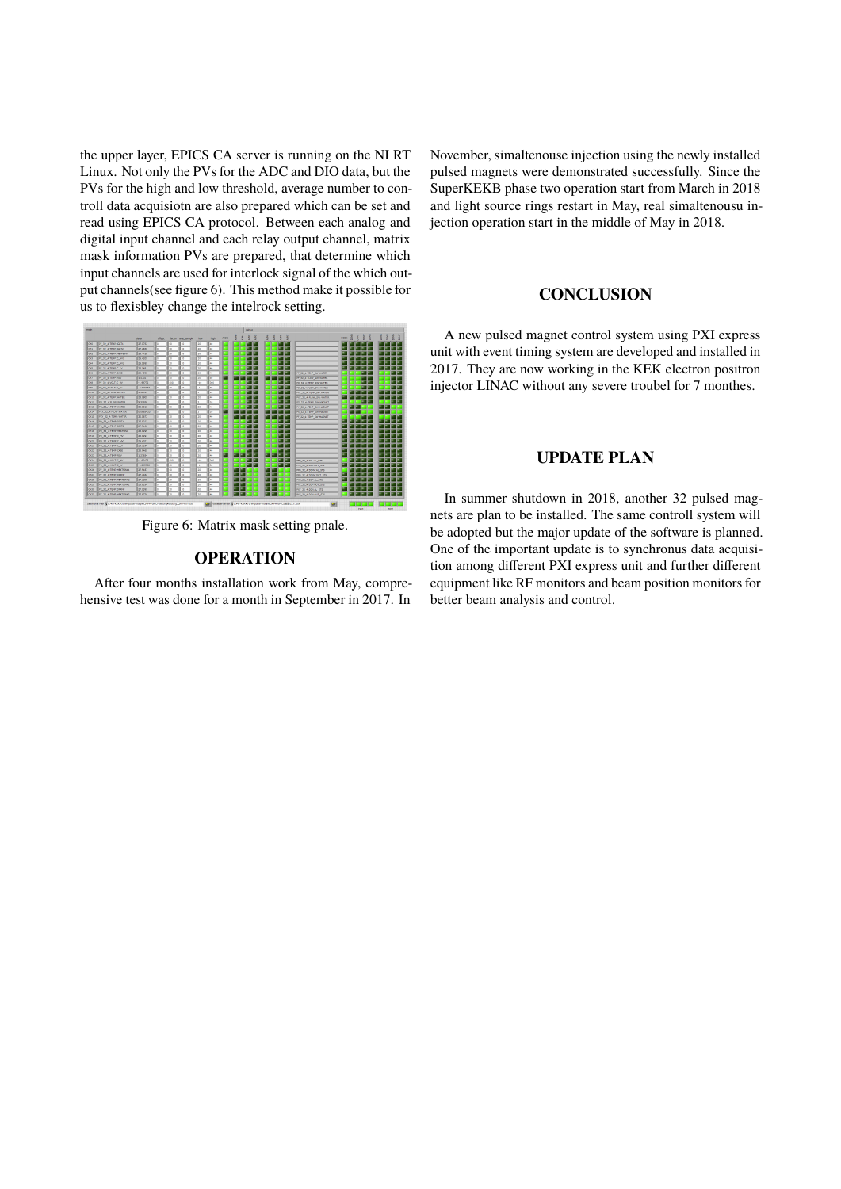the upper layer, EPICS CA server is running on the NI RT Linux. Not only the PVs for the ADC and DIO data, but the PVs for the high and low threshold, average number to controll data acquisiotn are also prepared which can be set and read using EPICS CA protocol. Between each analog and digital input channel and each relay output channel, matrix mask information PVs are prepared, that determine which input channels are used for interlock signal of the which output channels(see figure 6). This method make it possible for us to flexisbley change the intelrock setting.

Figure 6: Matrix mask setting pnale.

## OPERATION

After four months installation work from May, comprehensive test was done for a month in September in 2017. In November, simaltenouse injection using the newly installed pulsed magnets were demonstrated successfully. Since the SuperKEKB phase two operation start from March in 2018 and light source rings restart in May, real simaltenousu injection operation start in the middle of May in 2018.

## CONCLUSION

A new pulsed magnet control system using PXI express unit with event timing system are developed and installed in 2017. They are now working in the KEK electron positron injector LINAC without any severe troubel for 7 monthes.

## UPDATE PLAN

In summer shutdown in 2018, another 32 pulsed magnets are plan to be installed. The same controll system will be adopted but the major update of the software is planned. One of the important update is to synchronus data acquisition among different PXI express unit and further different equipment like RF monitors and beam position monitors for better beam analysis and control.